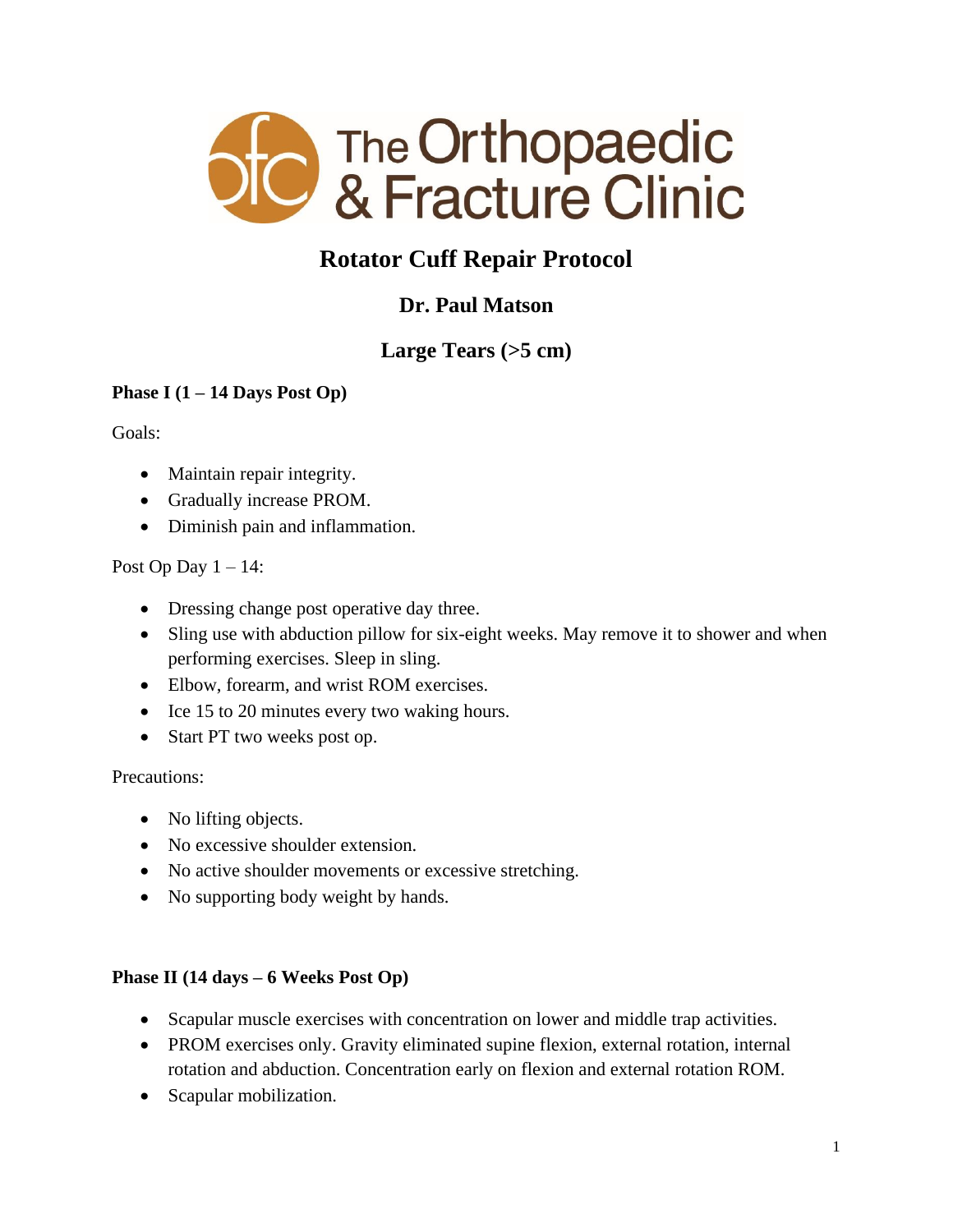The Orthopaedic & Fracture Clinic

# Rotator Cuff Repair Protocol

## Dr. Paul Matson

## Large Tears (>5 cm)

**Phase I (1 – 14 Days Post Op)**

Goals:

- Maintain repair integrity.
- Gradually increase PROM.
- Diminish pain and inflammation.

Post Op Day 1 – 14:

- Dressing change post operative day three.
- Sling use with abduction pillow for six-eight weeks. May remove it to shower and when performing exercises. Sleep in sling.
- Elbow, forearm, and wrist ROM exercises.
- Ice 15 to 20 minutes every two waking hours.
- Start PT two weeks post op.

Precautions:

- No lifting objects.
- No excessive shoulder extension.
- No active shoulder movements or excessive stretching.
- No supporting body weight by hands.

**Phase II (14 days – 6 Weeks Post Op)**

- Scapular muscle exercises with concentration on lower and middle trap activities.
- PROM exercises only. Gravity eliminated supine flexion, external rotation, internal rotation and abduction. Concentration early on flexion and external rotation ROM.
- Scapular mobilization.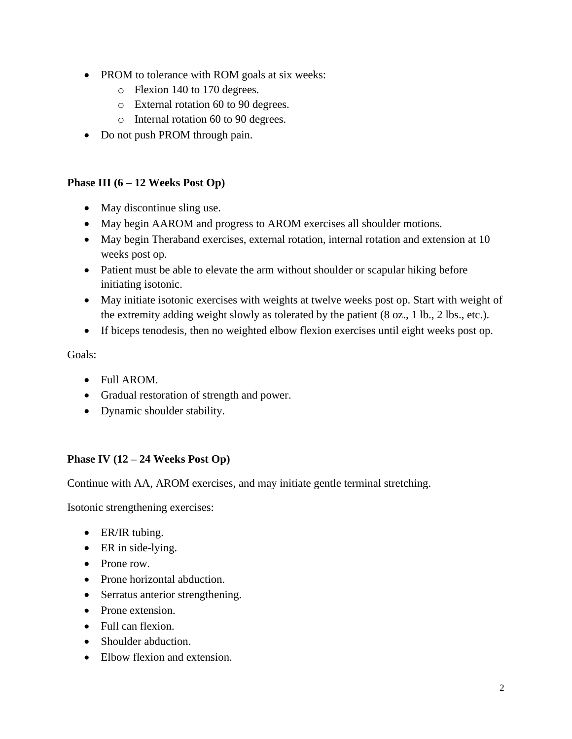- PROM to tolerance with ROM goals at six weeks:
    - Flexion 140 to 170 degrees.
    - External rotation 60 to 90 degrees.
    - Internal rotation 60 to 90 degrees.
- Do not push PROM through pain.

**Phase III (6 – 12 Weeks Post Op)**

- May discontinue sling use.
- May begin AAROM and progress to AROM exercises all shoulder motions.
- May begin Theraband exercises, external rotation, internal rotation and extension at 10 weeks post op.
- Patient must be able to elevate the arm without shoulder or scapular hiking before initiating isotonic.
- May initiate isotonic exercises with weights at twelve weeks post op. Start with weight of the extremity adding weight slowly as tolerated by the patient (8 oz., 1 lb., 2 lbs., etc.).
- If biceps tenodesis, then no weighted elbow flexion exercises until eight weeks post op.

Goals:

- Full AROM.
- Gradual restoration of strength and power.
- Dynamic shoulder stability.

**Phase IV (12 – 24 Weeks Post Op)**

Continue with AA, AROM exercises, and may initiate gentle terminal stretching.

Isotonic strengthening exercises:

- ER/IR tubing.
- ER in side-lying.
- Prone row.
- Prone horizontal abduction.
- Serratus anterior strengthening.
- Prone extension.
- Full can flexion.
- Shoulder abduction.
- Elbow flexion and extension.